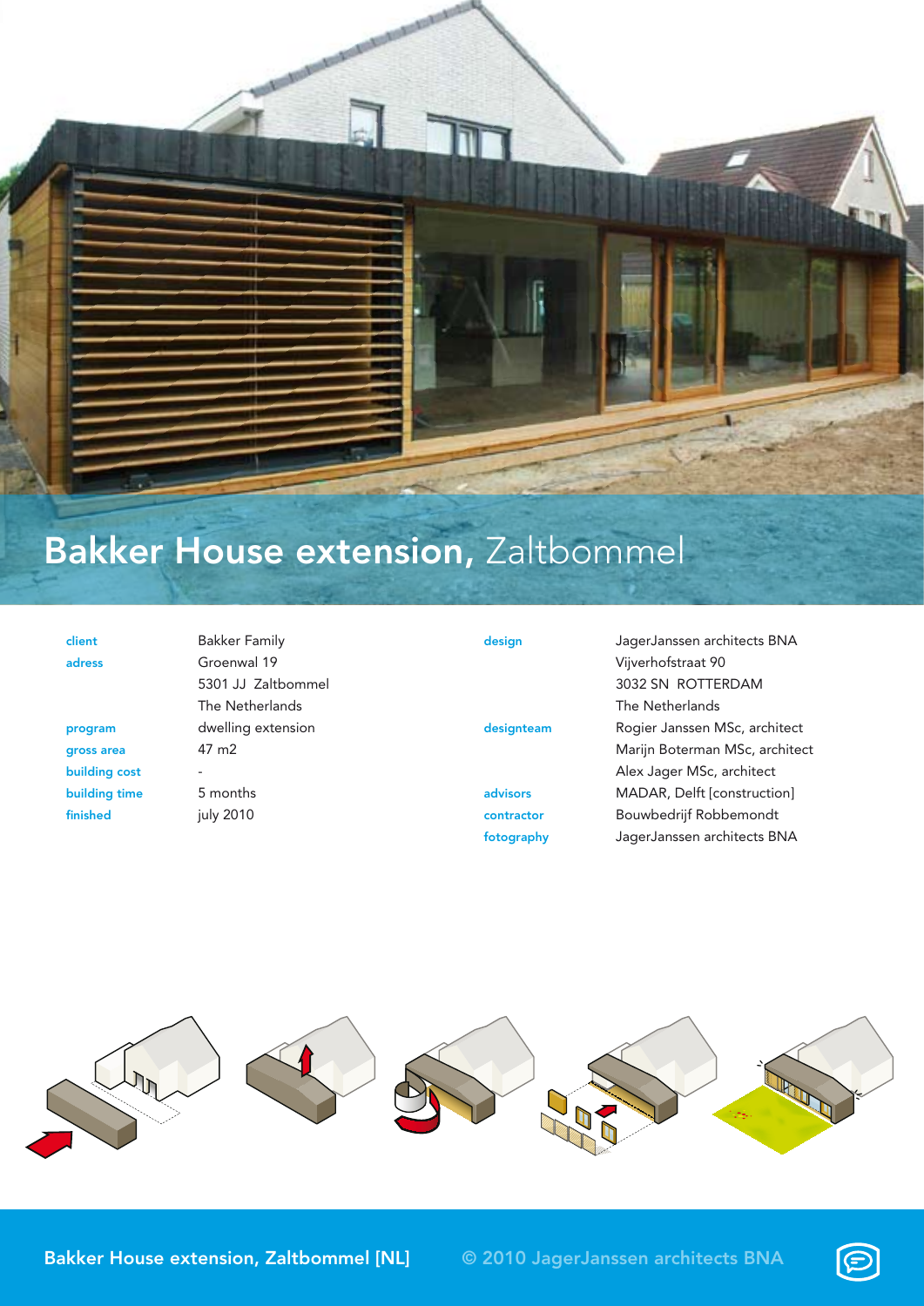# **Bakker House extension,** Zaltbommel

| | |
|---|---|
| client | Bakker Family |
| adress | Groenwal 19<br>5301 JJ Zaltbommel<br>The Netherlands |
| program | dwelling extension |
| gross area | 47 m2 |
| building cost | - |
| building time | 5 months |
| finished | july 2010 |

| | |
|---|---|
| design | JagerJanssen architects BNA<br>Vijverhofstraat 90<br>3032 SN ROTTERDAM<br>The Netherlands |
| designteam | Rogier Janssen MSc, architect<br>Marijn Boterman MSc, architect<br>Alex Jager MSc, architect |
| advisors | MADAR, Delft [construction] |
| contractor | Bouwbedrijf Robbemondt |
| fotography | JagerJanssen architects BNA |

Bakker House extension, Zaltbommel [NL]  © 2010 JagerJanssen architects BNA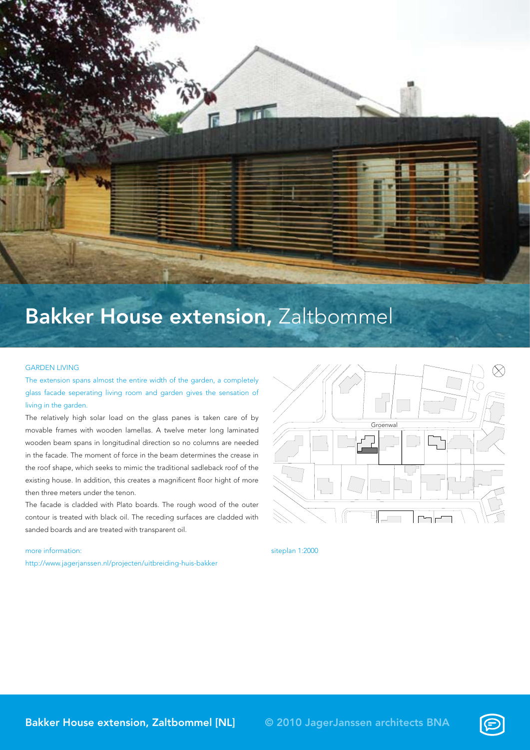# **Bakker House extension,** Zaltbommel

GARDEN LIVING

The extension spans almost the entire width of the garden, a completely glass facade seperating living room and garden gives the sensation of living in the garden.

The relatively high solar load on the glass panes is taken care of by movable frames with wooden lamellas. A twelve meter long laminated wooden beam spans in longitudinal direction so no columns are needed in the facade. The moment of force in the beam determines the crease in the roof shape, which seeks to mimic the traditional sadleback roof of the existing house. In addition, this creates a magnificent floor hight of more then three meters under the tenon.

The facade is cladded with Plato boards. The rough wood of the outer contour is treated with black oil. The receding surfaces are cladded with sanded boards and are treated with transparent oil.

more information:
http://www.jagerjanssen.nl/projecten/uitbreiding-huis-bakker

Groenwal

siteplan 1:2000

**Bakker House extension, Zaltbommel [NL]** **© 2010 JagerJanssen architects BNA**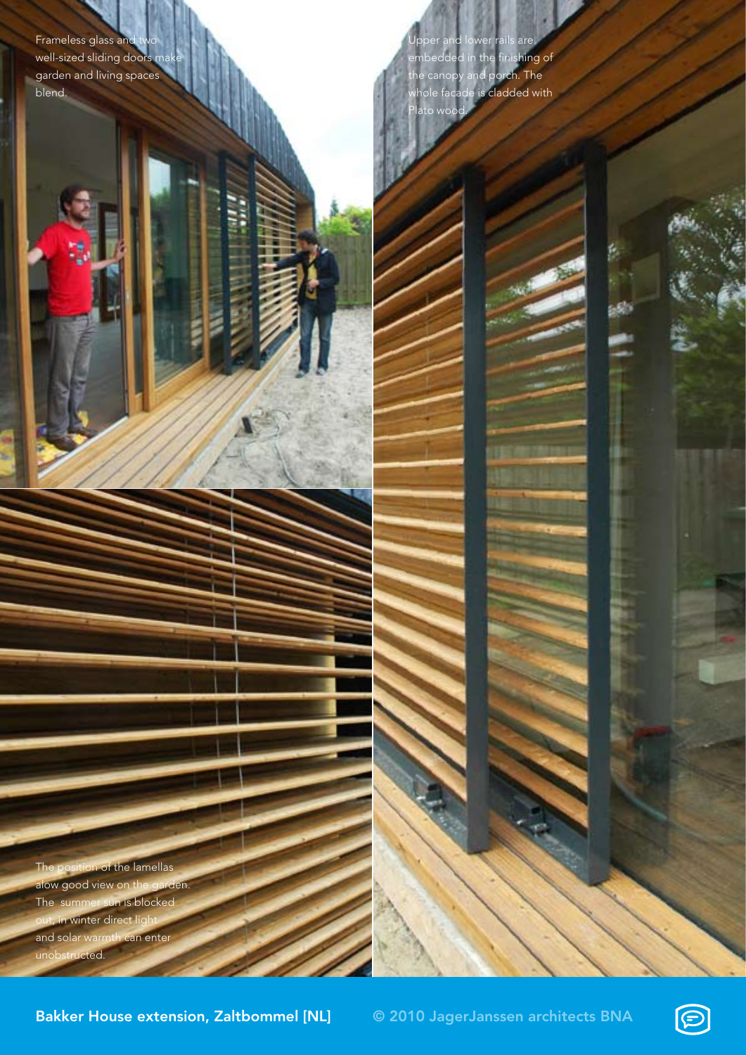Frameless glass and two well-sized sliding doors make garden and living spaces blend.

Upper and lower rails are embedded in the finishing of the canopy and porch. The whole facade is cladded with Plato wood.

The position of the lamellas alow good view on the garden. The summer sun is blocked out, in winter direct light and solar warmth can enter unobstructed.

**Bakker House extension, Zaltbommel [NL]** **© 2010 JagerJanssen architects BNA**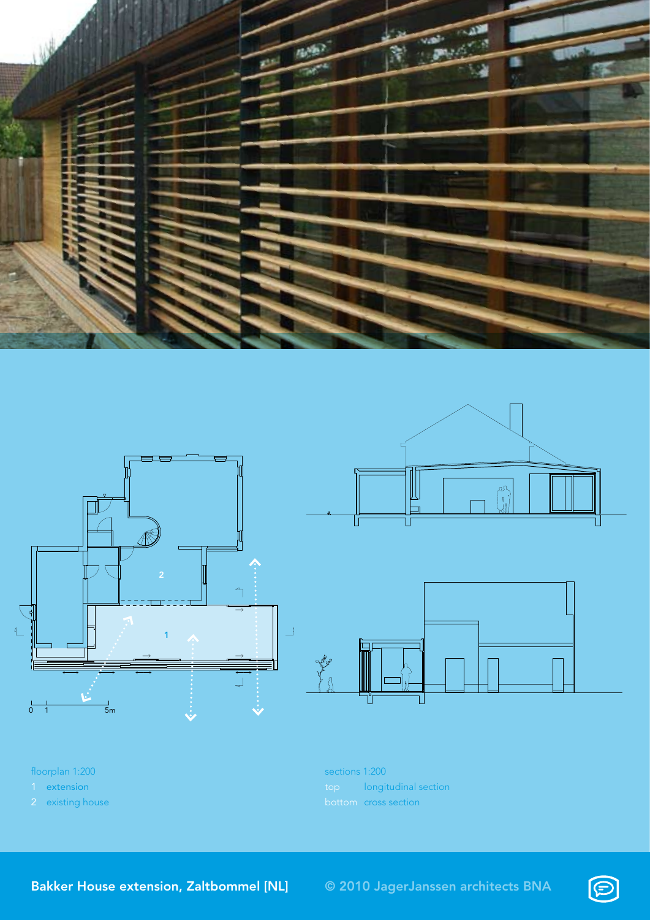floorplan 1:200

1 extension

2 existing house

sections 1:200

top longitudinal section

bottom cross section

Bakker House extension, Zaltbommel [NL]

© 2010 JagerJanssen architects BNA